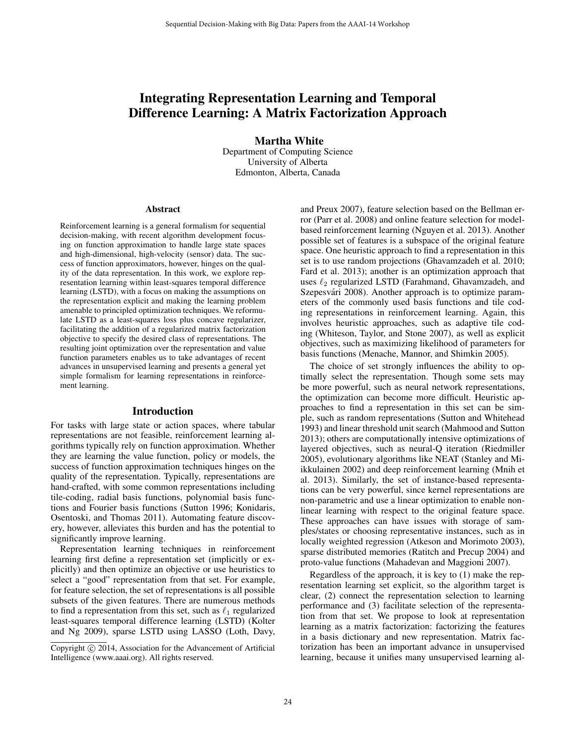# Integrating Representation Learning and Temporal Difference Learning: A Matrix Factorization Approach

**Martha White**
Department of Computing Science
University of Alberta
Edmonton, Alberta, Canada

## Abstract

Reinforcement learning is a general formalism for sequential decision-making, with recent algorithm development focusing on function approximation to handle large state spaces and high-dimensional, high-velocity (sensor) data. The success of function approximators, however, hinges on the quality of the data representation. In this work, we explore representation learning within least-squares temporal difference learning (LSTD), with a focus on making the assumptions on the representation explicit and making the learning problem amenable to principled optimization techniques. We reformulate LSTD as a least-squares loss plus concave regularizer, facilitating the addition of a regularized matrix factorization objective to specify the desired class of representations. The resulting joint optimization over the representation and value function parameters enables us to take advantages of recent advances in unsupervised learning and presents a general yet simple formalism for learning representations in reinforcement learning.

## Introduction

For tasks with large state or action spaces, where tabular representations are not feasible, reinforcement learning algorithms typically rely on function approximation. Whether they are learning the value function, policy or models, the success of function approximation techniques hinges on the quality of the representation. Typically, representations are hand-crafted, with some common representations including tile-coding, radial basis functions, polynomial basis functions and Fourier basis functions (Sutton 1996; Konidaris, Osentoski, and Thomas 2011). Automating feature discovery, however, alleviates this burden and has the potential to significantly improve learning.

Representation learning techniques in reinforcement learning first define a representation set (implicitly or explicitly) and then optimize an objective or use heuristics to select a "good" representation from that set. For example, for feature selection, the set of representations is all possible subsets of the given features. There are numerous methods to find a representation from this set, such as $\ell_1$ regularized least-squares temporal difference learning (LSTD) (Kolter and Ng 2009), sparse LSTD using LASSO (Loth, Davy, and Preux 2007), feature selection based on the Bellman error (Parr et al. 2008) and online feature selection for model-based reinforcement learning (Nguyen et al. 2013). Another possible set of features is a subspace of the original feature space. One heuristic approach to find a representation in this set is to use random projections (Ghavamzadeh et al. 2010; Fard et al. 2013); another is an optimization approach that uses $\ell_2$ regularized LSTD (Farahmand, Ghavamzadeh, and Szepesvári 2008). Another approach is to optimize parameters of the commonly used basis functions and tile coding representations in reinforcement learning. Again, this involves heuristic approaches, such as adaptive tile coding (Whiteson, Taylor, and Stone 2007), as well as explicit objectives, such as maximizing likelihood of parameters for basis functions (Menache, Mannor, and Shimkin 2005).

The choice of set strongly influences the ability to optimally select the representation. Though some sets may be more powerful, such as neural network representations, the optimization can become more difficult. Heuristic approaches to find a representation in this set can be simple, such as random representations (Sutton and Whitehead 1993) and linear threshold unit search (Mahmood and Sutton 2013); others are computationally intensive optimizations of layered objectives, such as neural-Q iteration (Riedmiller 2005), evolutionary algorithms like NEAT (Stanley and Miikkulainen 2002) and deep reinforcement learning (Mnih et al. 2013). Similarly, the set of instance-based representations can be very powerful, since kernel representations are non-parametric and use a linear optimization to enable non-linear learning with respect to the original feature space. These approaches can have issues with storage of samples/states or choosing representative instances, such as in locally weighted regression (Atkeson and Morimoto 2003), sparse distributed memories (Ratitch and Precup 2004) and proto-value functions (Mahadevan and Maggioni 2007).

Regardless of the approach, it is key to (1) make the representation learning set explicit, so the algorithm target is clear, (2) connect the representation selection to learning performance and (3) facilitate selection of the representation from that set. We propose to look at representation learning as a matrix factorization: factorizing the features in a basis dictionary and new representation. Matrix factorization has been an important advance in unsupervised learning, because it unifies many unsupervised learning al-

Copyright © 2014, Association for the Advancement of Artificial Intelligence (www.aaai.org). All rights reserved.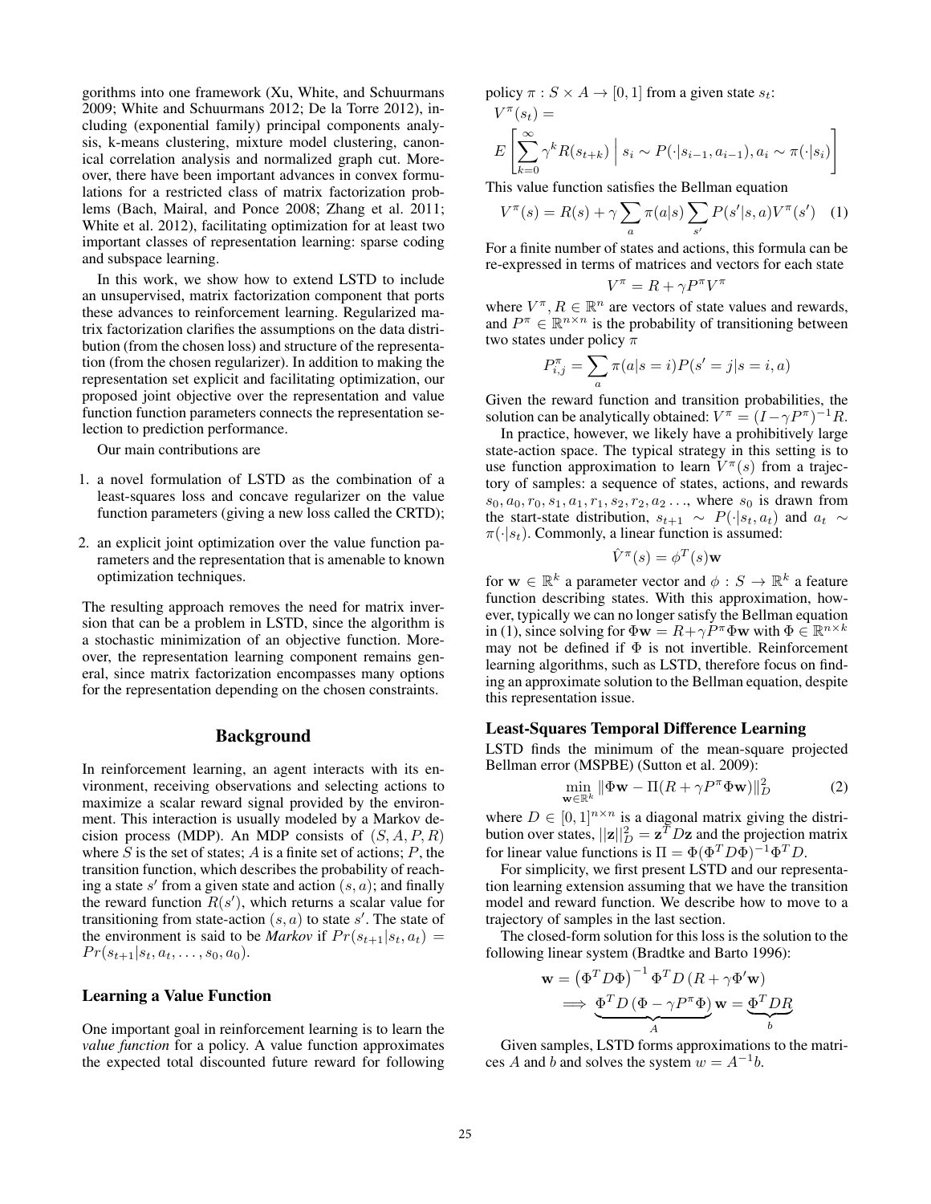gorithms into one framework (Xu, White, and Schuurmans 2009; White and Schuurmans 2012; De la Torre 2012), including (exponential family) principal components analysis, k-means clustering, mixture model clustering, canonical correlation analysis and normalized graph cut. Moreover, there have been important advances in convex formulations for a restricted class of matrix factorization problems (Bach, Mairal, and Ponce 2008; Zhang et al. 2011; White et al. 2012), facilitating optimization for at least two important classes of representation learning: sparse coding and subspace learning.

In this work, we show how to extend LSTD to include an unsupervised, matrix factorization component that ports these advances to reinforcement learning. Regularized matrix factorization clarifies the assumptions on the data distribution (from the chosen loss) and structure of the representation (from the chosen regularizer). In addition to making the representation set explicit and facilitating optimization, our proposed joint objective over the representation and value function function parameters connects the representation selection to prediction performance.

Our main contributions are

1. a novel formulation of LSTD as the combination of a least-squares loss and concave regularizer on the value function parameters (giving a new loss called the CRTD);
2. an explicit joint optimization over the value function parameters and the representation that is amenable to known optimization techniques.

The resulting approach removes the need for matrix inversion that can be a problem in LSTD, since the algorithm is a stochastic minimization of an objective function. Moreover, the representation learning component remains general, since matrix factorization encompasses many options for the representation depending on the chosen constraints.

## Background

In reinforcement learning, an agent interacts with its environment, receiving observations and selecting actions to maximize a scalar reward signal provided by the environment. This interaction is usually modeled by a Markov decision process (MDP). An MDP consists of $(S, A, P, R)$ where $S$ is the set of states; $A$ is a finite set of actions; $P$, the transition function, which describes the probability of reaching a state $s'$ from a given state and action $(s, a)$; and finally the reward function $R(s')$, which returns a scalar value for transitioning from state-action $(s, a)$ to state $s'$. The state of the environment is said to be *Markov* if $Pr(s_{t+1}|s_t, a_t) = Pr(s_{t+1}|s_t, a_t, \ldots, s_0, a_0)$.

### Learning a Value Function

One important goal in reinforcement learning is to learn the *value function* for a policy. A value function approximates the expected total discounted future reward for following policy $\pi : S \times A \to [0, 1]$ from a given state $s_t$:

$$V^\pi(s_t) = E\left[\sum_{k=0}^{\infty} \gamma^k R(s_{t+k}) \;\Big|\; s_i \sim P(\cdot|s_{i-1}, a_{i-1}), a_i \sim \pi(\cdot|s_i)\right]$$

This value function satisfies the Bellman equation

$$V^\pi(s) = R(s) + \gamma \sum_a \pi(a|s) \sum_{s'} P(s'|s, a) V^\pi(s') \quad (1)$$

For a finite number of states and actions, this formula can be re-expressed in terms of matrices and vectors for each state

$$V^\pi = R + \gamma P^\pi V^\pi$$

where $V^\pi, R \in \mathbb{R}^n$ are vectors of state values and rewards, and $P^\pi \in \mathbb{R}^{n \times n}$ is the probability of transitioning between two states under policy $\pi$

$$P^\pi_{i,j} = \sum_a \pi(a|s=i) P(s'=j|s=i, a)$$

Given the reward function and transition probabilities, the solution can be analytically obtained: $V^\pi = (I - \gamma P^\pi)^{-1} R$.

In practice, however, we likely have a prohibitively large state-action space. The typical strategy in this setting is to use function approximation to learn $V^\pi(s)$ from a trajectory of samples: a sequence of states, actions, and rewards $s_0, a_0, r_0, s_1, a_1, r_1, s_2, r_2, a_2 \ldots$, where $s_0$ is drawn from the start-state distribution, $s_{t+1} \sim P(\cdot|s_t, a_t)$ and $a_t \sim \pi(\cdot|s_t)$. Commonly, a linear function is assumed:

$$\hat{V}^\pi(s) = \phi^T(s)\mathbf{w}$$

for $\mathbf{w} \in \mathbb{R}^k$ a parameter vector and $\phi : S \to \mathbb{R}^k$ a feature function describing states. With this approximation, however, typically we can no longer satisfy the Bellman equation in (1), since solving for $\Phi\mathbf{w} = R + \gamma P^\pi \Phi \mathbf{w}$ with $\Phi \in \mathbb{R}^{n \times k}$ may not be defined if $\Phi$ is not invertible. Reinforcement learning algorithms, such as LSTD, therefore focus on finding an approximate solution to the Bellman equation, despite this representation issue.

### Least-Squares Temporal Difference Learning

LSTD finds the minimum of the mean-square projected Bellman error (MSPBE) (Sutton et al. 2009):

$$\min_{\mathbf{w} \in \mathbb{R}^k} \|\Phi\mathbf{w} - \Pi(R + \gamma P^\pi \Phi \mathbf{w})\|_D^2 \quad (2)$$

where $D \in [0, 1]^{n \times n}$ is a diagonal matrix giving the distribution over states, $||\mathbf{z}||_D^2 = \mathbf{z}^T D \mathbf{z}$ and the projection matrix for linear value functions is $\Pi = \Phi(\Phi^T D \Phi)^{-1} \Phi^T D$.

For simplicity, we first present LSTD and our representation learning extension assuming that we have the transition model and reward function. We describe how to move to a trajectory of samples in the last section.

The closed-form solution for this loss is the solution to the following linear system (Bradtke and Barto 1996):

$$\mathbf{w} = \left(\Phi^T D \Phi\right)^{-1} \Phi^T D \left(R + \gamma \Phi' \mathbf{w}\right)$$

$$\implies \underbrace{\Phi^T D \left(\Phi - \gamma P^\pi \Phi\right)}_{A} \mathbf{w} = \underbrace{\Phi^T D R}_{b}$$

Given samples, LSTD forms approximations to the matrices $A$ and $b$ and solves the system $w = A^{-1}b$.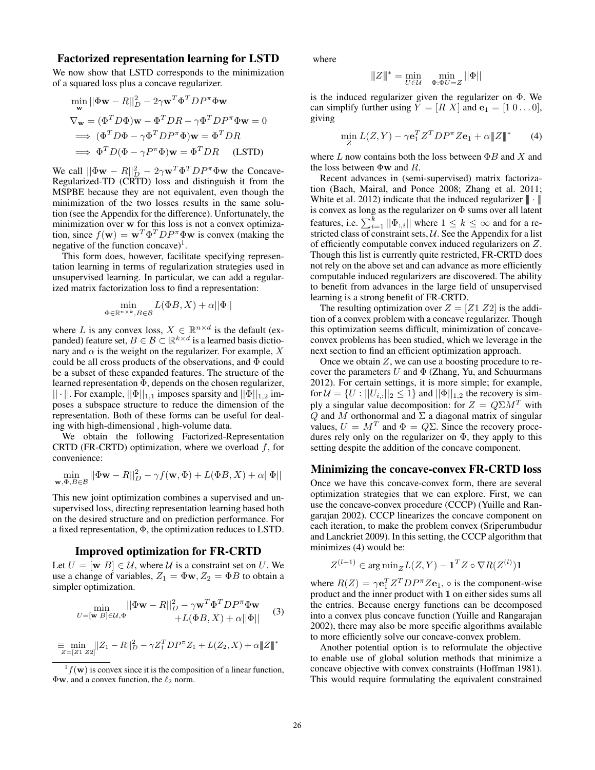## Factorized representation learning for LSTD

We now show that LSTD corresponds to the minimization of a squared loss plus a concave regularizer.

$$\min_{\mathbf{w}} ||\Phi \mathbf{w} - R||_D^2 - 2\gamma \mathbf{w}^T \Phi^T D P^\pi \Phi \mathbf{w}$$

$$\nabla_{\mathbf{w}} = (\Phi^T D \Phi)\mathbf{w} - \Phi^T D R - \gamma \Phi^T D P^\pi \Phi \mathbf{w} = 0$$

$$\implies (\Phi^T D \Phi - \gamma \Phi^T D P^\pi \Phi)\mathbf{w} = \Phi^T D R$$

$$\implies \Phi^T D(\Phi - \gamma P^\pi \Phi)\mathbf{w} = \Phi^T D R \quad \text{(LSTD)}$$

We call $||\Phi \mathbf{w} - R||_D^2 - 2\gamma \mathbf{w}^T \Phi^T D P^\pi \Phi \mathbf{w}$ the Concave-Regularized-TD (CRTD) loss and distinguish it from the MSPBE because they are not equivalent, even though the minimization of the two losses results in the same solution (see the Appendix for the difference). Unfortunately, the minimization over $\mathbf{w}$ for this loss is not a convex optimization, since $f(\mathbf{w}) = \mathbf{w}^T \Phi^T D P^\pi \Phi \mathbf{w}$ is convex (making the negative of the function concave)[1].

This form does, however, facilitate specifying representation learning in terms of regularization strategies used in unsupervised learning. In particular, we can add a regularized matrix factorization loss to find a representation:

$$\min_{\Phi \in \mathbb{R}^{n \times k}, B \in \mathcal{B}} L(\Phi B, X) + \alpha ||\Phi||$$

where $L$ is any convex loss, $X \in \mathbb{R}^{n \times d}$ is the default (expanded) feature set, $B \in \mathcal{B} \subset \mathbb{R}^{k \times d}$ is a learned basis dictionary and $\alpha$ is the weight on the regularizer. For example, $X$ could be all cross products of the observations, and $\Phi$ could be a subset of these expanded features. The structure of the learned representation $\Phi$, depends on the chosen regularizer, $||\cdot||$. For example, $||\Phi||_{1,1}$ imposes sparsity and $||\Phi||_{1,2}$ imposes a subspace structure to reduce the dimension of the representation. Both of these forms can be useful for dealing with high-dimensional , high-volume data.

We obtain the following Factorized-Representation CRTD (FR-CRTD) optimization, where we overload $f$, for convenience:

$$\min_{\mathbf{w}, \Phi, B \in \mathcal{B}} ||\Phi \mathbf{w} - R||_D^2 - \gamma f(\mathbf{w}, \Phi) + L(\Phi B, X) + \alpha ||\Phi||$$

This new joint optimization combines a supervised and unsupervised loss, directing representation learning based both on the desired structure and on prediction performance. For a fixed representation, $\Phi$, the optimization reduces to LSTD.

## Improved optimization for FR-CRTD

Let $U = [\mathbf{w}\ B] \in \mathcal{U}$, where $\mathcal{U}$ is a constraint set on $U$. We use a change of variables, $Z_1 = \Phi \mathbf{w}, Z_2 = \Phi B$ to obtain a simpler optimization.

$$\min_{U = [\mathbf{w}\ B] \in \mathcal{U}, \Phi} \begin{array}{l} ||\Phi \mathbf{w} - R||_D^2 - \gamma \mathbf{w}^T \Phi^T D P^\pi \Phi \mathbf{w} \\ + L(\Phi B, X) + \alpha ||\Phi|| \end{array} \quad (3)$$

$$\equiv \min_{Z = [Z1\ Z2]} ||Z_1 - R||_D^2 - \gamma Z_1^T D P^\pi Z_1 + L(Z_2, X) + \alpha |||Z|||^*$$

[1] $f(\mathbf{w})$ is convex since it is the composition of a linear function, $\Phi \mathbf{w}$, and a convex function, the $\ell_2$ norm.

where

$$|||Z|||^* = \min_{U \in \mathcal{U}} \min_{\Phi : \Phi U = Z} ||\Phi||$$

is the induced regularizer given the regularizer on $\Phi$. We can simplify further using $Y = [R\ X]$ and $\mathbf{e}_1 = [1\ 0 \ldots 0]$, giving

$$\min_Z L(Z, Y) - \gamma \mathbf{e}_1^T Z^T D P^\pi Z \mathbf{e}_1 + \alpha |||Z|||^* \quad (4)$$

where $L$ now contains both the loss between $\Phi B$ and $X$ and the loss between $\Phi \mathbf{w}$ and $R$.

Recent advances in (semi-supervised) matrix factorization (Bach, Mairal, and Ponce 2008; Zhang et al. 2011; White et al. 2012) indicate that the induced regularizer $|||\cdot|||$ is convex as long as the regularizer on $\Phi$ sums over all latent features, i.e. $\sum_{i=1}^k ||\Phi_{:,i}||$ where $1 \leq k \leq \infty$ and for a restricted class of constraint sets, $\mathcal{U}$. See the Appendix for a list of efficiently computable convex induced regularizers on $Z$. Though this list is currently quite restricted, FR-CRTD does not rely on the above set and can advance as more efficiently computable induced regularizers are discovered. The ability to benefit from advances in the large field of unsupervised learning is a strong benefit of FR-CRTD.

The resulting optimization over $Z = [Z1\ Z2]$ is the addition of a convex problem with a concave regularizer. Though this optimization seems difficult, minimization of concave-convex problems has been studied, which we leverage in the next section to find an efficient optimization approach.

Once we obtain $Z$, we can use a boosting procedure to recover the parameters $U$ and $\Phi$ (Zhang, Yu, and Schuurmans 2012). For certain settings, it is more simple; for example, for $\mathcal{U} = \{U : ||U_{i,:}||_2 \leq 1\}$ and $||\Phi||_{1,2}$ the recovery is simply a singular value decomposition: for $Z = Q \Sigma M^T$ with $Q$ and $M$ orthonormal and $\Sigma$ a diagonal matrix of singular values, $U = M^T$ and $\Phi = Q\Sigma$. Since the recovery procedures rely only on the regularizer on $\Phi$, they apply to this setting despite the addition of the concave component.

## Minimizing the concave-convex FR-CRTD loss

Once we have this concave-convex form, there are several optimization strategies that we can explore. First, we can use the concave-convex procedure (CCCP) (Yuille and Rangarajan 2002). CCCP linearizes the concave component on each iteration, to make the problem convex (Sriperumbudur and Lanckriet 2009). In this setting, the CCCP algorithm that minimizes (4) would be:

$$Z^{(l+1)} \in \arg\min_Z L(Z, Y) - \mathbf{1}^T Z \circ \nabla R(Z^{(l)}) \mathbf{1}$$

where $R(Z) = \gamma \mathbf{e}_1^T Z^T D P^\pi Z \mathbf{e}_1$, $\circ$ is the component-wise product and the inner product with $\mathbf{1}$ on either sides sums all the entries. Because energy functions can be decomposed into a convex plus concave function (Yuille and Rangarajan 2002), there may also be more specific algorithms available to more efficiently solve our concave-convex problem.

Another potential option is to reformulate the objective to enable use of global solution methods that minimize a concave objective with convex constraints (Hoffman 1981). This would require formulating the equivalent constrained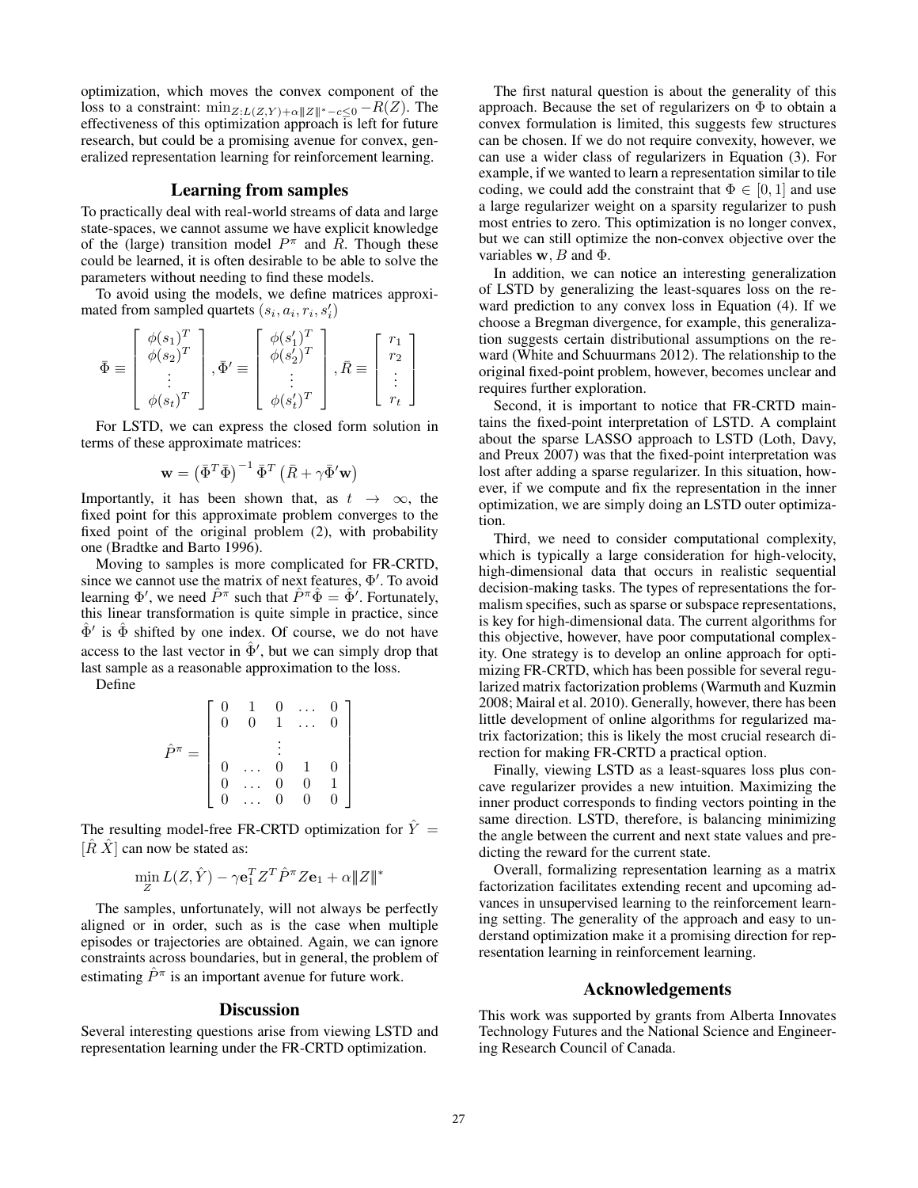optimization, which moves the convex component of the loss to a constraint: $\min_{Z:L(Z,Y)+\alpha\|Z\|^{*}-c\leq 0} -R(Z)$. The effectiveness of this optimization approach is left for future research, but could be a promising avenue for convex, generalized representation learning for reinforcement learning.

## Learning from samples

To practically deal with real-world streams of data and large state-spaces, we cannot assume we have explicit knowledge of the (large) transition model $P^\pi$ and $R$. Though these could be learned, it is often desirable to be able to solve the parameters without needing to find these models.

To avoid using the models, we define matrices approximated from sampled quartets $(s_i, a_i, r_i, s_i')$

$$\bar{\Phi} \equiv \begin{bmatrix} \phi(s_1)^T \\ \phi(s_2)^T \\ \vdots \\ \phi(s_t)^T \end{bmatrix}, \bar{\Phi}' \equiv \begin{bmatrix} \phi(s_1')^T \\ \phi(s_2')^T \\ \vdots \\ \phi(s_t')^T \end{bmatrix}, \bar{R} \equiv \begin{bmatrix} r_1 \\ r_2 \\ \vdots \\ r_t \end{bmatrix}$$

For LSTD, we can express the closed form solution in terms of these approximate matrices:

$$\mathbf{w} = \left(\bar{\Phi}^T \bar{\Phi}\right)^{-1} \bar{\Phi}^T \left(\bar{R} + \gamma \bar{\Phi}' \mathbf{w}\right)$$

Importantly, it has been shown that, as $t \rightarrow \infty$, the fixed point for this approximate problem converges to the fixed point of the original problem (2), with probability one (Bradtke and Barto 1996).

Moving to samples is more complicated for FR-CRTD, since we cannot use the matrix of next features, $\Phi'$. To avoid learning $\Phi'$, we need $\hat{P}^\pi$ such that $\hat{P}^\pi \hat{\Phi} = \hat{\Phi}'$. Fortunately, this linear transformation is quite simple in practice, since $\hat{\Phi}'$ is $\hat{\Phi}$ shifted by one index. Of course, we do not have access to the last vector in $\hat{\Phi}'$, but we can simply drop that last sample as a reasonable approximation to the loss.

Define

$$\hat{P}^\pi = \begin{bmatrix} 0 & 1 & 0 & \dots & 0 \\ 0 & 0 & 1 & \dots & 0 \\ & & \vdots & & \\ 0 & \dots & 0 & 1 & 0 \\ 0 & \dots & 0 & 0 & 1 \\ 0 & \dots & 0 & 0 & 0 \end{bmatrix}$$

The resulting model-free FR-CRTD optimization for $\hat{Y} = [\hat{R}\ \hat{X}]$ can now be stated as:

$$\min_{Z} L(Z, \hat{Y}) - \gamma \mathbf{e}_1^T Z^T \hat{P}^\pi Z \mathbf{e}_1 + \alpha \|Z\|^{*}$$

The samples, unfortunately, will not always be perfectly aligned or in order, such as is the case when multiple episodes or trajectories are obtained. Again, we can ignore constraints across boundaries, but in general, the problem of estimating $\hat{P}^\pi$ is an important avenue for future work.

## Discussion

Several interesting questions arise from viewing LSTD and representation learning under the FR-CRTD optimization.

The first natural question is about the generality of this approach. Because the set of regularizers on $\Phi$ to obtain a convex formulation is limited, this suggests few structures can be chosen. If we do not require convexity, however, we can use a wider class of regularizers in Equation (3). For example, if we wanted to learn a representation similar to tile coding, we could add the constraint that $\Phi \in [0, 1]$ and use a large regularizer weight on a sparsity regularizer to push most entries to zero. This optimization is no longer convex, but we can still optimize the non-convex objective over the variables $\mathbf{w}$, $B$ and $\Phi$.

In addition, we can notice an interesting generalization of LSTD by generalizing the least-squares loss on the reward prediction to any convex loss in Equation (4). If we choose a Bregman divergence, for example, this generalization suggests certain distributional assumptions on the reward (White and Schuurmans 2012). The relationship to the original fixed-point problem, however, becomes unclear and requires further exploration.

Second, it is important to notice that FR-CRTD maintains the fixed-point interpretation of LSTD. A complaint about the sparse LASSO approach to LSTD (Loth, Davy, and Preux 2007) was that the fixed-point interpretation was lost after adding a sparse regularizer. In this situation, however, if we compute and fix the representation in the inner optimization, we are simply doing an LSTD outer optimization.

Third, we need to consider computational complexity, which is typically a large consideration for high-velocity, high-dimensional data that occurs in realistic sequential decision-making tasks. The types of representations the formalism specifies, such as sparse or subspace representations, is key for high-dimensional data. The current algorithms for this objective, however, have poor computational complexity. One strategy is to develop an online approach for optimizing FR-CRTD, which has been possible for several regularized matrix factorization problems (Warmuth and Kuzmin 2008; Mairal et al. 2010). Generally, however, there has been little development of online algorithms for regularized matrix factorization; this is likely the most crucial research direction for making FR-CRTD a practical option.

Finally, viewing LSTD as a least-squares loss plus concave regularizer provides a new intuition. Maximizing the inner product corresponds to finding vectors pointing in the same direction. LSTD, therefore, is balancing minimizing the angle between the current and next state values and predicting the reward for the current state.

Overall, formalizing representation learning as a matrix factorization facilitates extending recent and upcoming advances in unsupervised learning to the reinforcement learning setting. The generality of the approach and easy to understand optimization make it a promising direction for representation learning in reinforcement learning.

## Acknowledgements

This work was supported by grants from Alberta Innovates Technology Futures and the National Science and Engineering Research Council of Canada.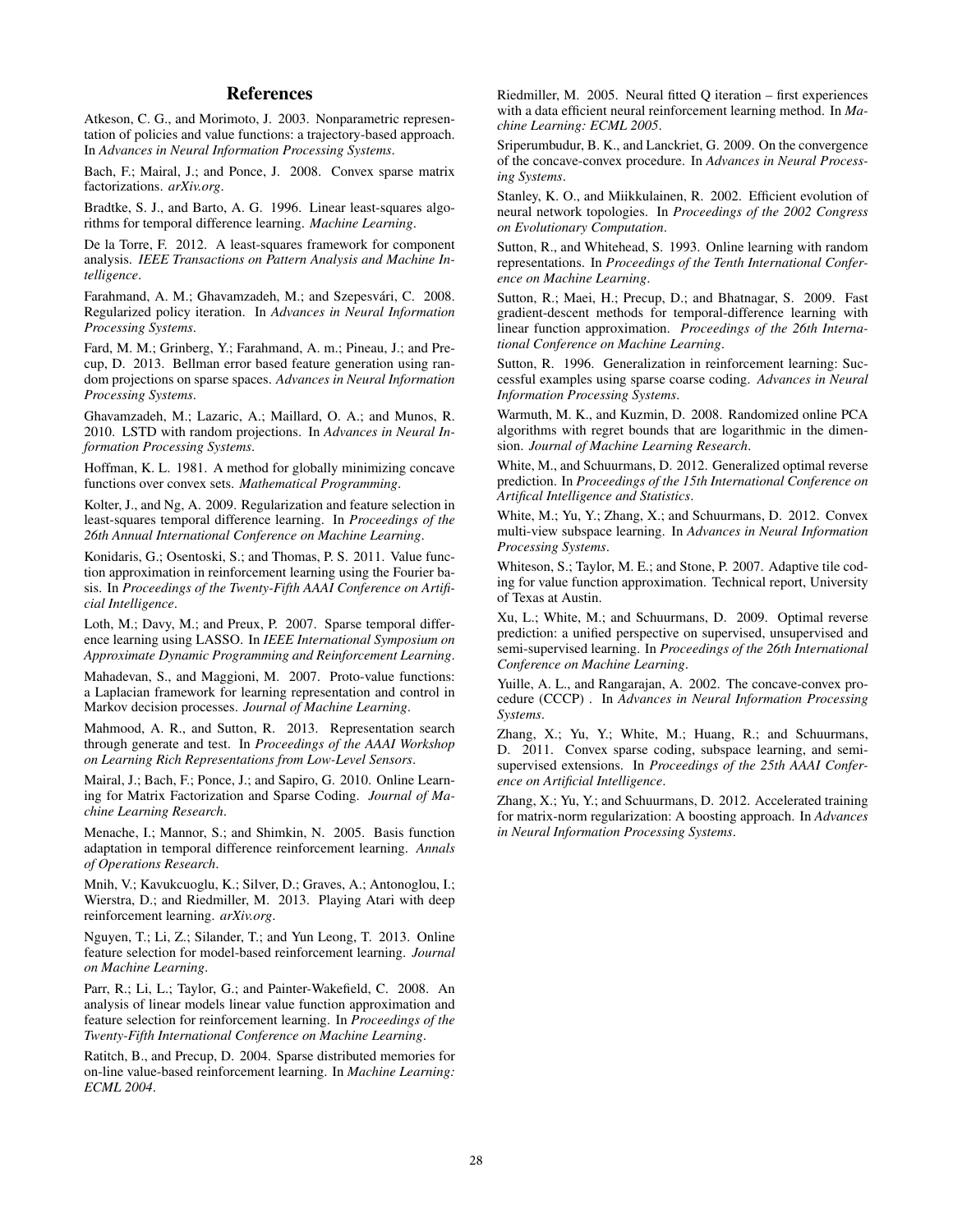# References

Atkeson, C. G., and Morimoto, J. 2003. Nonparametric representation of policies and value functions: a trajectory-based approach. In *Advances in Neural Information Processing Systems*.

Bach, F.; Mairal, J.; and Ponce, J. 2008. Convex sparse matrix factorizations. *arXiv.org*.

Bradtke, S. J., and Barto, A. G. 1996. Linear least-squares algorithms for temporal difference learning. *Machine Learning*.

De la Torre, F. 2012. A least-squares framework for component analysis. *IEEE Transactions on Pattern Analysis and Machine Intelligence*.

Farahmand, A. M.; Ghavamzadeh, M.; and Szepesvári, C. 2008. Regularized policy iteration. In *Advances in Neural Information Processing Systems*.

Fard, M. M.; Grinberg, Y.; Farahmand, A. m.; Pineau, J.; and Precup, D. 2013. Bellman error based feature generation using random projections on sparse spaces. *Advances in Neural Information Processing Systems*.

Ghavamzadeh, M.; Lazaric, A.; Maillard, O. A.; and Munos, R. 2010. LSTD with random projections. In *Advances in Neural Information Processing Systems*.

Hoffman, K. L. 1981. A method for globally minimizing concave functions over convex sets. *Mathematical Programming*.

Kolter, J., and Ng, A. 2009. Regularization and feature selection in least-squares temporal difference learning. In *Proceedings of the 26th Annual International Conference on Machine Learning*.

Konidaris, G.; Osentoski, S.; and Thomas, P. S. 2011. Value function approximation in reinforcement learning using the Fourier basis. In *Proceedings of the Twenty-Fifth AAAI Conference on Artificial Intelligence*.

Loth, M.; Davy, M.; and Preux, P. 2007. Sparse temporal difference learning using LASSO. In *IEEE International Symposium on Approximate Dynamic Programming and Reinforcement Learning*.

Mahadevan, S., and Maggioni, M. 2007. Proto-value functions: a Laplacian framework for learning representation and control in Markov decision processes. *Journal of Machine Learning*.

Mahmood, A. R., and Sutton, R. 2013. Representation search through generate and test. In *Proceedings of the AAAI Workshop on Learning Rich Representations from Low-Level Sensors*.

Mairal, J.; Bach, F.; Ponce, J.; and Sapiro, G. 2010. Online Learning for Matrix Factorization and Sparse Coding. *Journal of Machine Learning Research*.

Menache, I.; Mannor, S.; and Shimkin, N. 2005. Basis function adaptation in temporal difference reinforcement learning. *Annals of Operations Research*.

Mnih, V.; Kavukcuoglu, K.; Silver, D.; Graves, A.; Antonoglou, I.; Wierstra, D.; and Riedmiller, M. 2013. Playing Atari with deep reinforcement learning. *arXiv.org*.

Nguyen, T.; Li, Z.; Silander, T.; and Yun Leong, T. 2013. Online feature selection for model-based reinforcement learning. *Journal on Machine Learning*.

Parr, R.; Li, L.; Taylor, G.; and Painter-Wakefield, C. 2008. An analysis of linear models linear value function approximation and feature selection for reinforcement learning. In *Proceedings of the Twenty-Fifth International Conference on Machine Learning*.

Ratitch, B., and Precup, D. 2004. Sparse distributed memories for on-line value-based reinforcement learning. In *Machine Learning: ECML 2004*.

Riedmiller, M. 2005. Neural fitted Q iteration – first experiences with a data efficient neural reinforcement learning method. In *Machine Learning: ECML 2005*.

Sriperumbudur, B. K., and Lanckriet, G. 2009. On the convergence of the concave-convex procedure. In *Advances in Neural Processing Systems*.

Stanley, K. O., and Miikkulainen, R. 2002. Efficient evolution of neural network topologies. In *Proceedings of the 2002 Congress on Evolutionary Computation*.

Sutton, R., and Whitehead, S. 1993. Online learning with random representations. In *Proceedings of the Tenth International Conference on Machine Learning*.

Sutton, R.; Maei, H.; Precup, D.; and Bhatnagar, S. 2009. Fast gradient-descent methods for temporal-difference learning with linear function approximation. *Proceedings of the 26th International Conference on Machine Learning*.

Sutton, R. 1996. Generalization in reinforcement learning: Successful examples using sparse coarse coding. *Advances in Neural Information Processing Systems*.

Warmuth, M. K., and Kuzmin, D. 2008. Randomized online PCA algorithms with regret bounds that are logarithmic in the dimension. *Journal of Machine Learning Research*.

White, M., and Schuurmans, D. 2012. Generalized optimal reverse prediction. In *Proceedings of the 15th International Conference on Artifical Intelligence and Statistics*.

White, M.; Yu, Y.; Zhang, X.; and Schuurmans, D. 2012. Convex multi-view subspace learning. In *Advances in Neural Information Processing Systems*.

Whiteson, S.; Taylor, M. E.; and Stone, P. 2007. Adaptive tile coding for value function approximation. Technical report, University of Texas at Austin.

Xu, L.; White, M.; and Schuurmans, D. 2009. Optimal reverse prediction: a unified perspective on supervised, unsupervised and semi-supervised learning. In *Proceedings of the 26th International Conference on Machine Learning*.

Yuille, A. L., and Rangarajan, A. 2002. The concave-convex procedure (CCCP) . In *Advances in Neural Information Processing Systems*.

Zhang, X.; Yu, Y.; White, M.; Huang, R.; and Schuurmans, D. 2011. Convex sparse coding, subspace learning, and semi-supervised extensions. In *Proceedings of the 25th AAAI Conference on Artificial Intelligence*.

Zhang, X.; Yu, Y.; and Schuurmans, D. 2012. Accelerated training for matrix-norm regularization: A boosting approach. In *Advances in Neural Information Processing Systems*.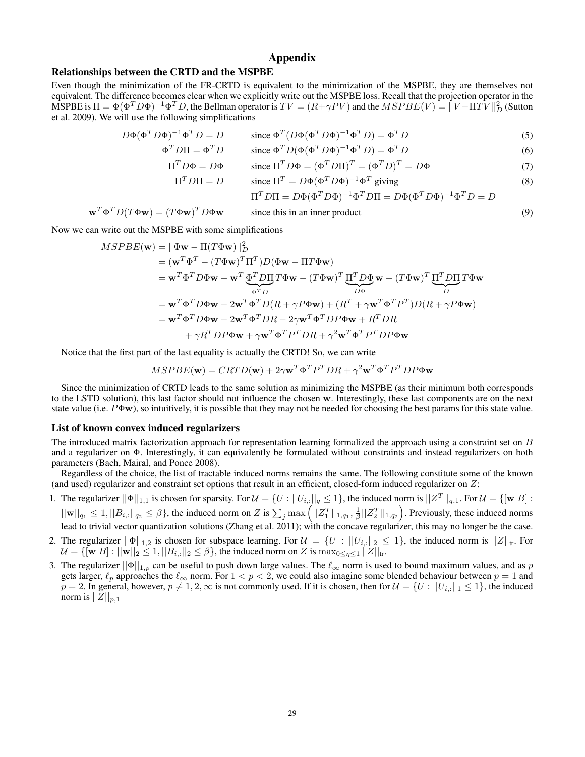# Appendix

## Relationships between the CRTD and the MSPBE

Even though the minimization of the FR-CRTD is equivalent to the minimization of the MSPBE, they are themselves not equivalent. The difference becomes clear when we explicitly write out the MSPBE loss. Recall that the projection operator in the MSPBE is $\Pi = \Phi(\Phi^T D\Phi)^{-1}\Phi^T D$, the Bellman operator is $TV = (R+\gamma PV)$ and the $MSPBE(V) = ||V - \Pi TV||_D^2$ (Sutton et al. 2009). We will use the following simplifications

$$D\Phi(\Phi^T D\Phi)^{-1}\Phi^T D = D \qquad \text{since } \Phi^T(D\Phi(\Phi^T D\Phi)^{-1}\Phi^T D) = \Phi^T D \tag{5}$$

$$\Phi^T D\Pi = \Phi^T D \qquad \text{since } \Phi^T D(\Phi(\Phi^T D\Phi)^{-1}\Phi^T D) = \Phi^T D \tag{6}$$

$$\Pi^T D\Phi = D\Phi \qquad \text{since } \Pi^T D\Phi = (\Phi^T D\Pi)^T = (\Phi^T D)^T = D\Phi \tag{7}$$

$$\Pi^T D\Pi = D \qquad \text{since } \Pi^T = D\Phi(\Phi^T D\Phi)^{-1}\Phi^T \text{ giving} \tag{8}$$

$$\Pi^T D\Pi = D\Phi(\Phi^T D\Phi)^{-1}\Phi^T D\Pi = D\Phi(\Phi^T D\Phi)^{-1}\Phi^T D = D$$

$$\mathbf{w}^T\Phi^T D(T\Phi\mathbf{w}) = (T\Phi\mathbf{w})^T D\Phi\mathbf{w} \qquad \text{since this in an inner product} \tag{9}$$

Now we can write out the MSPBE with some simplifications

$$\begin{aligned}
MSPBE(\mathbf{w}) &= ||\Phi\mathbf{w} - \Pi(T\Phi\mathbf{w})||_D^2 \\
&= (\mathbf{w}^T\Phi^T - (T\Phi\mathbf{w})^T\Pi^T)D(\Phi\mathbf{w} - \Pi T\Phi\mathbf{w}) \\
&= \mathbf{w}^T\Phi^T D\Phi\mathbf{w} - \mathbf{w}^T \underbrace{\Phi^T D\Pi}_{\Phi^T D} T\Phi\mathbf{w} - (T\Phi\mathbf{w})^T \underbrace{\Pi^T D\Phi}_{D\Phi}\mathbf{w} + (T\Phi\mathbf{w})^T \underbrace{\Pi^T D\Pi}_{D} T\Phi\mathbf{w} \\
&= \mathbf{w}^T\Phi^T D\Phi\mathbf{w} - 2\mathbf{w}^T\Phi^T D(R + \gamma P\Phi\mathbf{w}) + (R^T + \gamma\mathbf{w}^T\Phi^T P^T)D(R + \gamma P\Phi\mathbf{w}) \\
&= \mathbf{w}^T\Phi^T D\Phi\mathbf{w} - 2\mathbf{w}^T\Phi^T DR - 2\gamma\mathbf{w}^T\Phi^T DP\Phi\mathbf{w} + R^T DR \\
&\quad + \gamma R^T DP\Phi\mathbf{w} + \gamma\mathbf{w}^T\Phi^T P^T DR + \gamma^2\mathbf{w}^T\Phi^T P^T DP\Phi\mathbf{w}
\end{aligned}$$

Notice that the first part of the last equality is actually the CRTD! So, we can write

$$MSPBE(\mathbf{w}) = CRTD(\mathbf{w}) + 2\gamma\mathbf{w}^T\Phi^T P^T DR + \gamma^2\mathbf{w}^T\Phi^T P^T DP\Phi\mathbf{w}$$

Since the minimization of CRTD leads to the same solution as minimizing the MSPBE (as their minimum both corresponds to the LSTD solution), this last factor should not influence the chosen $\mathbf{w}$. Interestingly, these last components are on the next state value (i.e. $P\Phi\mathbf{w}$), so intuitively, it is possible that they may not be needed for choosing the best params for this state value.

## List of known convex induced regularizers

The introduced matrix factorization approach for representation learning formalized the approach using a constraint set on $B$ and a regularizer on $\Phi$. Interestingly, it can equivalently be formulated without constraints and instead regularizers on both parameters (Bach, Mairal, and Ponce 2008).

Regardless of the choice, the list of tractable induced norms remains the same. The following constitute some of the known (and used) regularizer and constraint set options that result in an efficient, closed-form induced regularizer on $Z$:

1. The regularizer $||\Phi||_{1,1}$ is chosen for sparsity. For $\mathcal{U} = \{U : ||U_{i,:}||_q \leq 1\}$, the induced norm is $||Z^T||_{q,1}$. For $\mathcal{U} = \{[\mathbf{w}\ B] : ||\mathbf{w}||_{q_1} \leq 1, ||B_{i,:}||_{q_2} \leq \beta\}$, the induced norm on $Z$ is $\sum_j \max\left(||Z_1^T||_{1,q_1}, \frac{1}{\beta}||Z_2^T||_{1,q_2}\right)$. Previously, these induced norms lead to trivial vector quantization solutions (Zhang et al. 2011); with the concave regularizer, this may no longer be the case.
2. The regularizer $||\Phi||_{1,2}$ is chosen for subspace learning. For $\mathcal{U} = \{U : ||U_{i,:}||_2 \leq 1\}$, the induced norm is $||Z||_{\text{tr}}$. For $\mathcal{U} = \{[\mathbf{w}\ B] : ||\mathbf{w}||_2 \leq 1, ||B_{i,:}||_2 \leq \beta\}$, the induced norm on $Z$ is $\max_{0 \leq \eta \leq 1} ||Z||_{\text{tr}}$.
3. The regularizer $||\Phi||_{1,p}$ can be useful to push down large values. The $\ell_\infty$ norm is used to bound maximum values, and as $p$ gets larger, $\ell_p$ approaches the $\ell_\infty$ norm. For $1 < p < 2$, we could also imagine some blended behaviour between $p = 1$ and $p = 2$. In general, however, $p \neq 1, 2, \infty$ is not commonly used. If it is chosen, then for $\mathcal{U} = \{U : ||U_{i,:}||_1 \leq 1\}$, the induced norm is $||Z||_{p,1}$